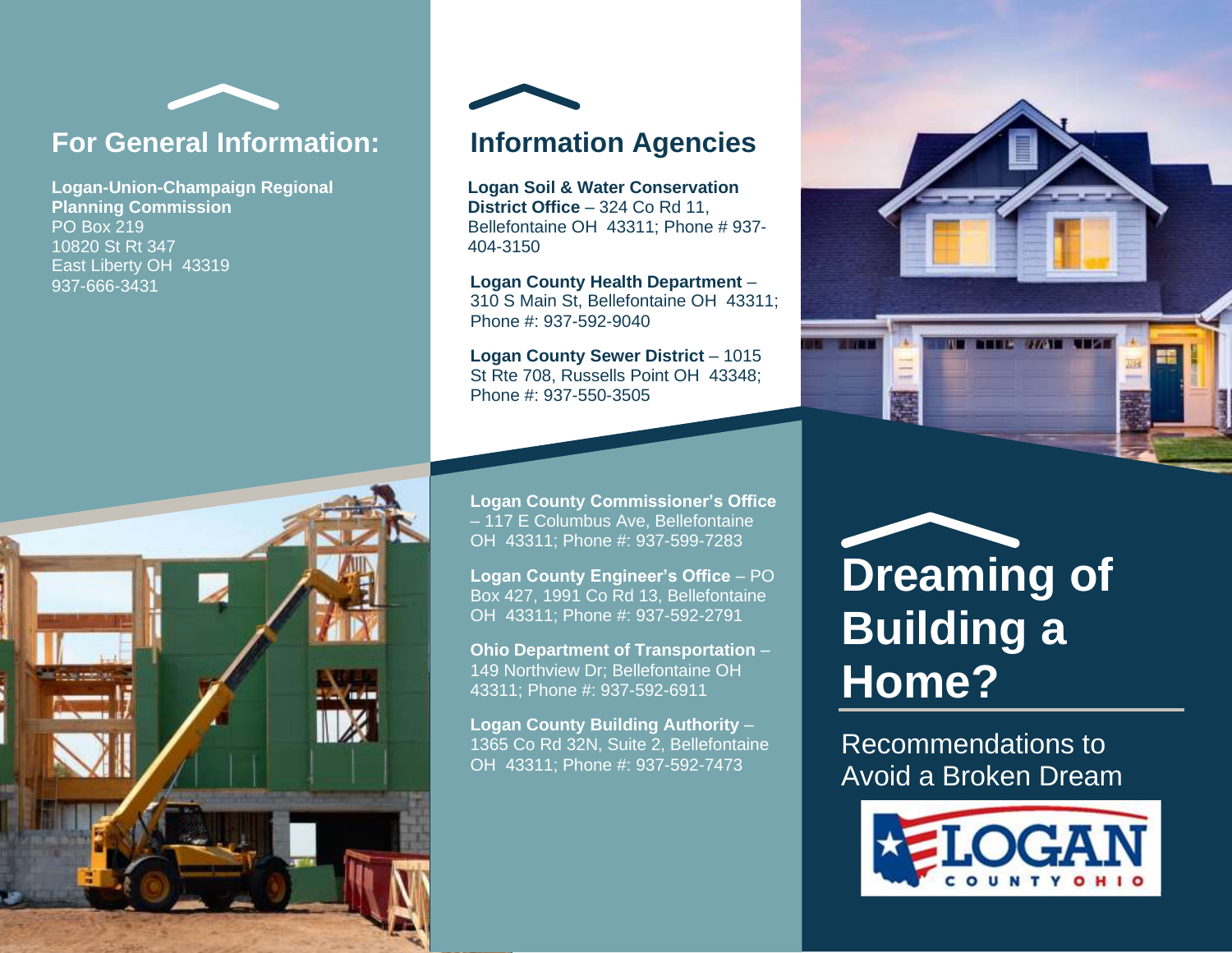## For General Information:

**Logan-Union-Champaign Regional Planning Commission**
PO Box 219
10820 St Rt 347
East Liberty OH 43319
937-666-3431

## Information Agencies

**Logan Soil & Water Conservation District Office** – 324 Co Rd 11, Bellefontaine OH 43311; Phone # 937-404-3150

**Logan County Health Department** – 310 S Main St, Bellefontaine OH 43311; Phone #: 937-592-9040

**Logan County Sewer District** – 1015 St Rte 708, Russells Point OH 43348; Phone #: 937-550-3505

**Logan County Commissioner's Office** – 117 E Columbus Ave, Bellefontaine OH 43311; Phone #: 937-599-7283

**Logan County Engineer's Office** – PO Box 427, 1991 Co Rd 13, Bellefontaine OH 43311; Phone #: 937-592-2791

**Ohio Department of Transportation** – 149 Northview Dr; Bellefontaine OH 43311; Phone #: 937-592-6911

**Logan County Building Authority** – 1365 Co Rd 32N, Suite 2, Bellefontaine OH 43311; Phone #: 937-592-7473

# Dreaming of Building a Home?

Recommendations to Avoid a Broken Dream

LOGAN COUNTY OHIO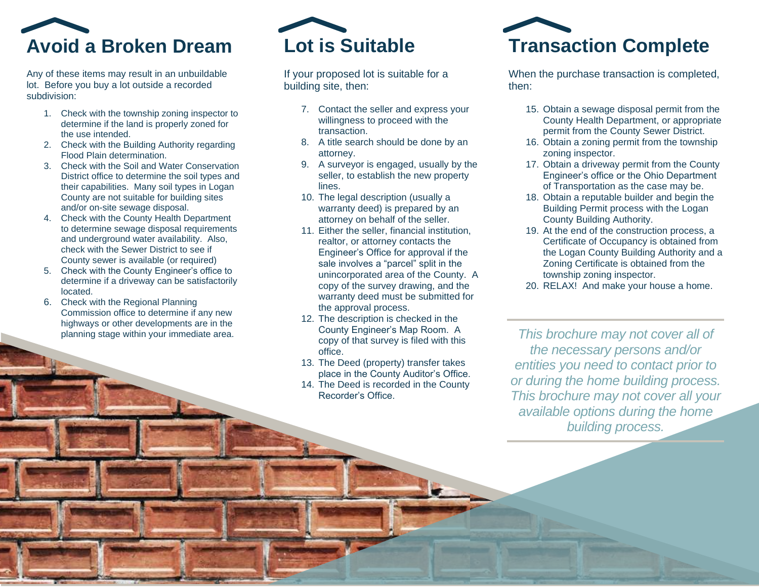# Avoid a Broken Dream

Any of these items may result in an unbuildable lot. Before you buy a lot outside a recorded subdivision:

1. Check with the township zoning inspector to determine if the land is properly zoned for the use intended.
2. Check with the Building Authority regarding Flood Plain determination.
3. Check with the Soil and Water Conservation District office to determine the soil types and their capabilities. Many soil types in Logan County are not suitable for building sites and/or on-site sewage disposal.
4. Check with the County Health Department to determine sewage disposal requirements and underground water availability. Also, check with the Sewer District to see if County sewer is available (or required)
5. Check with the County Engineer's office to determine if a driveway can be satisfactorily located.
6. Check with the Regional Planning Commission office to determine if any new highways or other developments are in the planning stage within your immediate area.

# Lot is Suitable

If your proposed lot is suitable for a building site, then:

7. Contact the seller and express your willingness to proceed with the transaction.
8. A title search should be done by an attorney.
9. A surveyor is engaged, usually by the seller, to establish the new property lines.
10. The legal description (usually a warranty deed) is prepared by an attorney on behalf of the seller.
11. Either the seller, financial institution, realtor, or attorney contacts the Engineer's Office for approval if the sale involves a "parcel" split in the unincorporated area of the County. A copy of the survey drawing, and the warranty deed must be submitted for the approval process.
12. The description is checked in the County Engineer's Map Room. A copy of that survey is filed with this office.
13. The Deed (property) transfer takes place in the County Auditor's Office.
14. The Deed is recorded in the County Recorder's Office.

# Transaction Complete

When the purchase transaction is completed, then:

15. Obtain a sewage disposal permit from the County Health Department, or appropriate permit from the County Sewer District.
16. Obtain a zoning permit from the township zoning inspector.
17. Obtain a driveway permit from the County Engineer's office or the Ohio Department of Transportation as the case may be.
18. Obtain a reputable builder and begin the Building Permit process with the Logan County Building Authority.
19. At the end of the construction process, a Certificate of Occupancy is obtained from the Logan County Building Authority and a Zoning Certificate is obtained from the township zoning inspector.
20. RELAX! And make your house a home.

*This brochure may not cover all of the necessary persons and/or entities you need to contact prior to or during the home building process. This brochure may not cover all your available options during the home building process.*